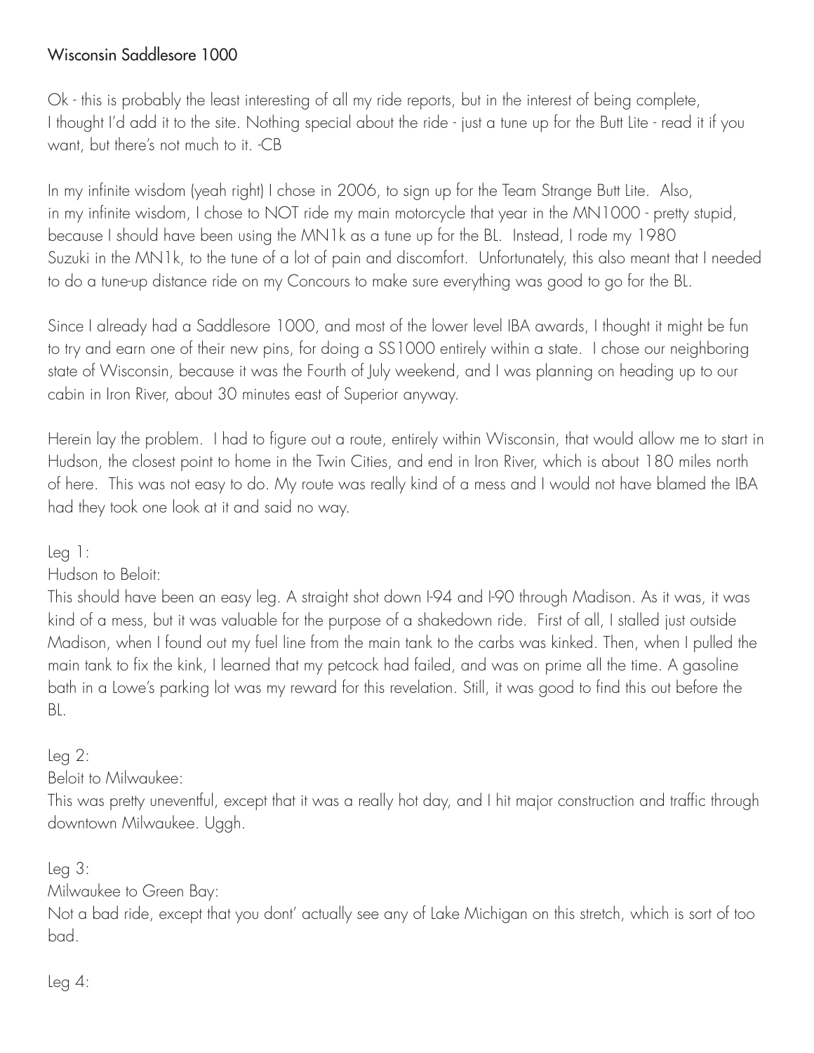# Wisconsin Saddlesore 1000

Ok - this is probably the least interesting of all my ride reports, but in the interest of being complete, I thought I'd add it to the site. Nothing special about the ride - just a tune up for the Butt Lite - read it if you want, but there's not much to it. -CB

In my infinite wisdom (yeah right) I chose in 2006, to sign up for the Team Strange Butt Lite. Also, in my infinite wisdom, I chose to NOT ride my main motorcycle that year in the MN1000 - pretty stupid, because I should have been using the MN1k as a tune up for the BL. Instead, I rode my 1980 Suzuki in the MN1k, to the tune of a lot of pain and discomfort. Unfortunately, this also meant that I needed to do a tune-up distance ride on my Concours to make sure everything was good to go for the BL.

Since I already had a Saddlesore 1000, and most of the lower level IBA awards, I thought it might be fun to try and earn one of their new pins, for doing a SS1000 entirely within a state. I chose our neighboring state of Wisconsin, because it was the Fourth of July weekend, and I was planning on heading up to our cabin in Iron River, about 30 minutes east of Superior anyway.

Herein lay the problem. I had to figure out a route, entirely within Wisconsin, that would allow me to start in Hudson, the closest point to home in the Twin Cities, and end in Iron River, which is about 180 miles north of here. This was not easy to do. My route was really kind of a mess and I would not have blamed the IBA had they took one look at it and said no way.

Leg 1:
Hudson to Beloit:
This should have been an easy leg. A straight shot down I-94 and I-90 through Madison. As it was, it was kind of a mess, but it was valuable for the purpose of a shakedown ride. First of all, I stalled just outside Madison, when I found out my fuel line from the main tank to the carbs was kinked. Then, when I pulled the main tank to fix the kink, I learned that my petcock had failed, and was on prime all the time. A gasoline bath in a Lowe's parking lot was my reward for this revelation. Still, it was good to find this out before the BL.

Leg 2:
Beloit to Milwaukee:
This was pretty uneventful, except that it was a really hot day, and I hit major construction and traffic through downtown Milwaukee. Uggh.

Leg 3:
Milwaukee to Green Bay:
Not a bad ride, except that you dont' actually see any of Lake Michigan on this stretch, which is sort of too bad.

Leg 4: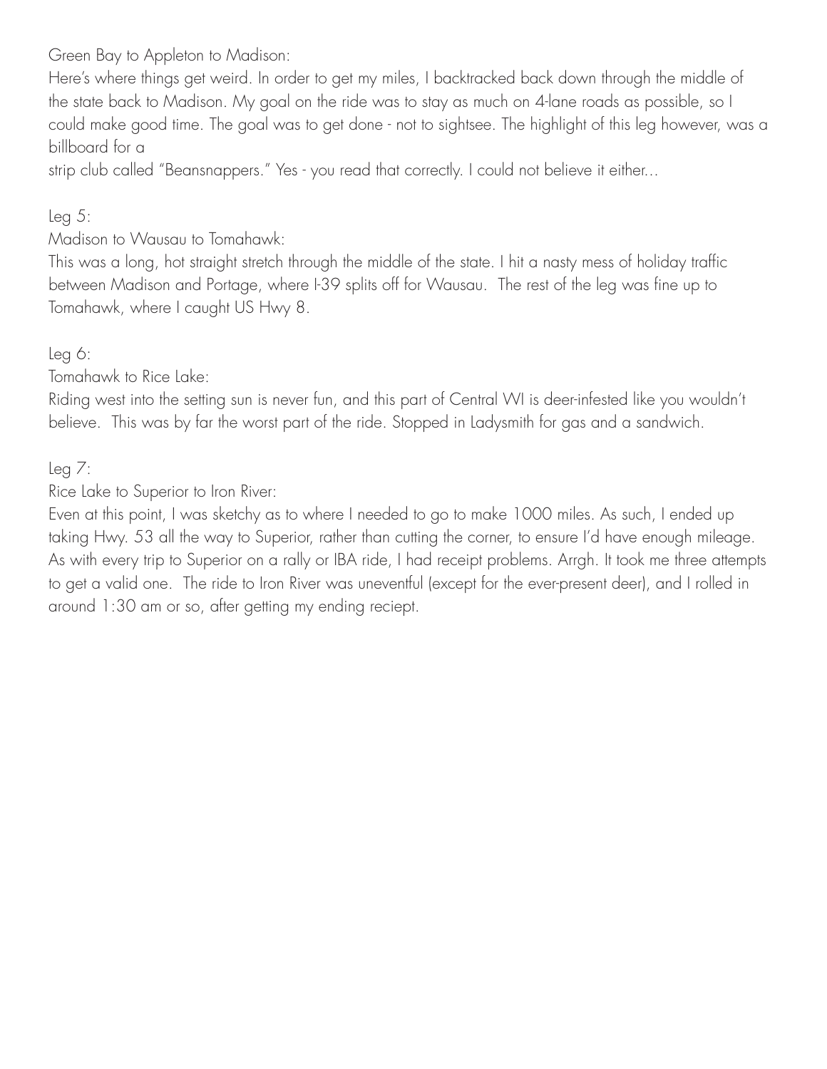Green Bay to Appleton to Madison:

Here's where things get weird. In order to get my miles, I backtracked back down through the middle of the state back to Madison. My goal on the ride was to stay as much on 4-lane roads as possible, so I could make good time. The goal was to get done - not to sightsee. The highlight of this leg however, was a billboard for a strip club called "Beansnappers." Yes - you read that correctly. I could not believe it either...

Leg 5:

Madison to Wausau to Tomahawk:

This was a long, hot straight stretch through the middle of the state. I hit a nasty mess of holiday traffic between Madison and Portage, where I-39 splits off for Wausau. The rest of the leg was fine up to Tomahawk, where I caught US Hwy 8.

Leg 6:

Tomahawk to Rice Lake:

Riding west into the setting sun is never fun, and this part of Central WI is deer-infested like you wouldn't believe. This was by far the worst part of the ride. Stopped in Ladysmith for gas and a sandwich.

Leg 7:

Rice Lake to Superior to Iron River:

Even at this point, I was sketchy as to where I needed to go to make 1000 miles. As such, I ended up taking Hwy. 53 all the way to Superior, rather than cutting the corner, to ensure I'd have enough mileage. As with every trip to Superior on a rally or IBA ride, I had receipt problems. Arrgh. It took me three attempts to get a valid one. The ride to Iron River was uneventful (except for the ever-present deer), and I rolled in around 1:30 am or so, after getting my ending reciept.